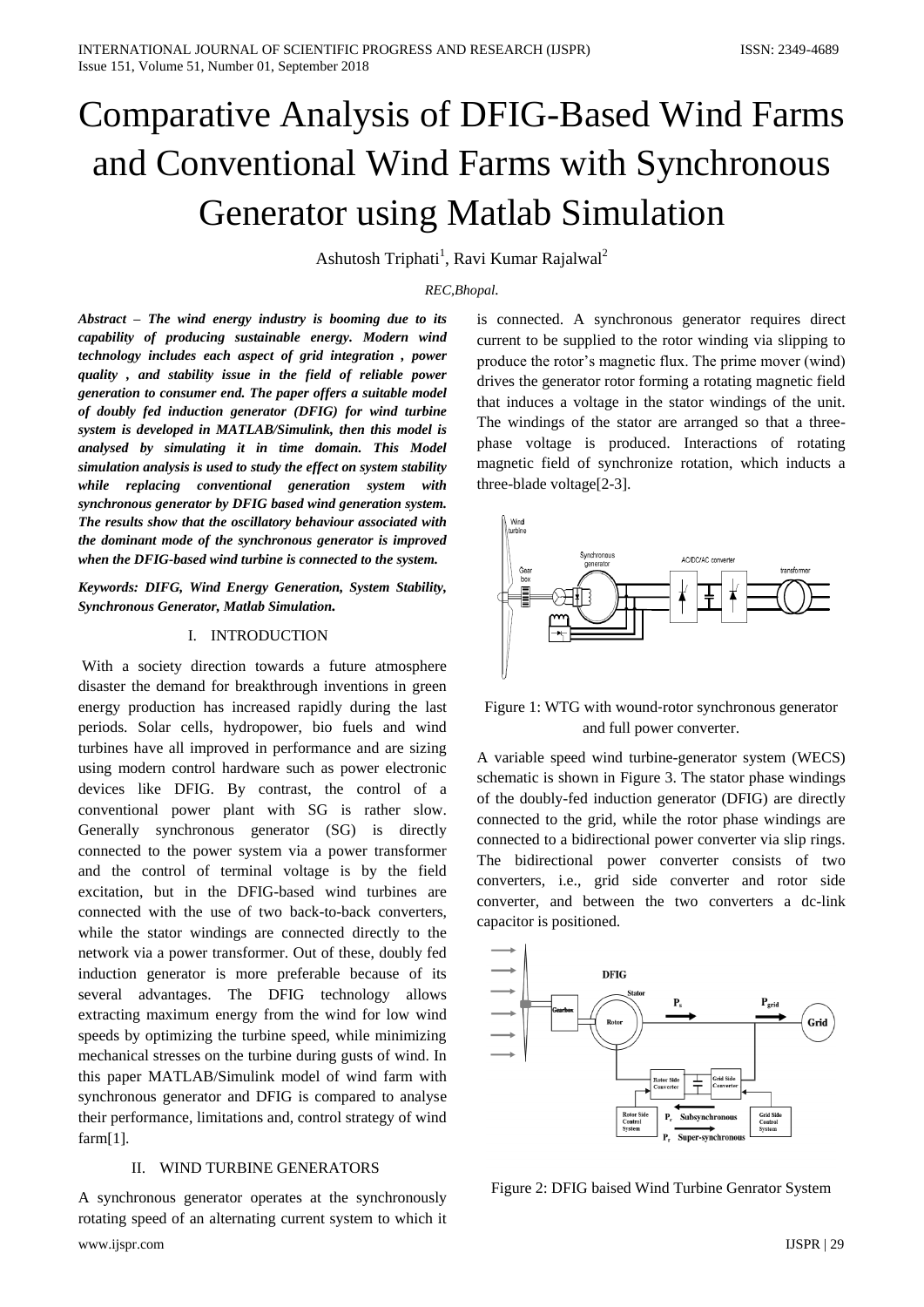# Comparative Analysis of DFIG-Based Wind Farms and Conventional Wind Farms with Synchronous Generator using Matlab Simulation

Ashutosh Triphati[1], Ravi Kumar Rajalwal[2]

*REC,Bhopal.*

***Abstract – The wind energy industry is booming due to its capability of producing sustainable energy. Modern wind technology includes each aspect of grid integration , power quality , and stability issue in the field of reliable power generation to consumer end. The paper offers a suitable model of doubly fed induction generator (DFIG) for wind turbine system is developed in MATLAB/Simulink, then this model is analysed by simulating it in time domain. This Model simulation analysis is used to study the effect on system stability while replacing conventional generation system with synchronous generator by DFIG based wind generation system. The results show that the oscillatory behaviour associated with the dominant mode of the synchronous generator is improved when the DFIG-based wind turbine is connected to the system.***

***Keywords: DIFG, Wind Energy Generation, System Stability, Synchronous Generator, Matlab Simulation.***

## I. INTRODUCTION

With a society direction towards a future atmosphere disaster the demand for breakthrough inventions in green energy production has increased rapidly during the last periods. Solar cells, hydropower, bio fuels and wind turbines have all improved in performance and are sizing using modern control hardware such as power electronic devices like DFIG. By contrast, the control of a conventional power plant with SG is rather slow. Generally synchronous generator (SG) is directly connected to the power system via a power transformer and the control of terminal voltage is by the field excitation, but in the DFIG-based wind turbines are connected with the use of two back-to-back converters, while the stator windings are connected directly to the network via a power transformer. Out of these, doubly fed induction generator is more preferable because of its several advantages. The DFIG technology allows extracting maximum energy from the wind for low wind speeds by optimizing the turbine speed, while minimizing mechanical stresses on the turbine during gusts of wind. In this paper MATLAB/Simulink model of wind farm with synchronous generator and DFIG is compared to analyse their performance, limitations and, control strategy of wind farm[1].

## II. WIND TURBINE GENERATORS

A synchronous generator operates at the synchronously rotating speed of an alternating current system to which it is connected. A synchronous generator requires direct current to be supplied to the rotor winding via slipping to produce the rotor's magnetic flux. The prime mover (wind) drives the generator rotor forming a rotating magnetic field that induces a voltage in the stator windings of the unit. The windings of the stator are arranged so that a three-phase voltage is produced. Interactions of rotating magnetic field of synchronize rotation, which inducts a three-blade voltage[2-3].

Figure 1: WTG with wound-rotor synchronous generator and full power converter.

A variable speed wind turbine-generator system (WECS) schematic is shown in Figure 3. The stator phase windings of the doubly-fed induction generator (DFIG) are directly connected to the grid, while the rotor phase windings are connected to a bidirectional power converter via slip rings. The bidirectional power converter consists of two converters, i.e., grid side converter and rotor side converter, and between the two converters a dc-link capacitor is positioned.

Figure 2: DFIG baised Wind Turbine Genrator System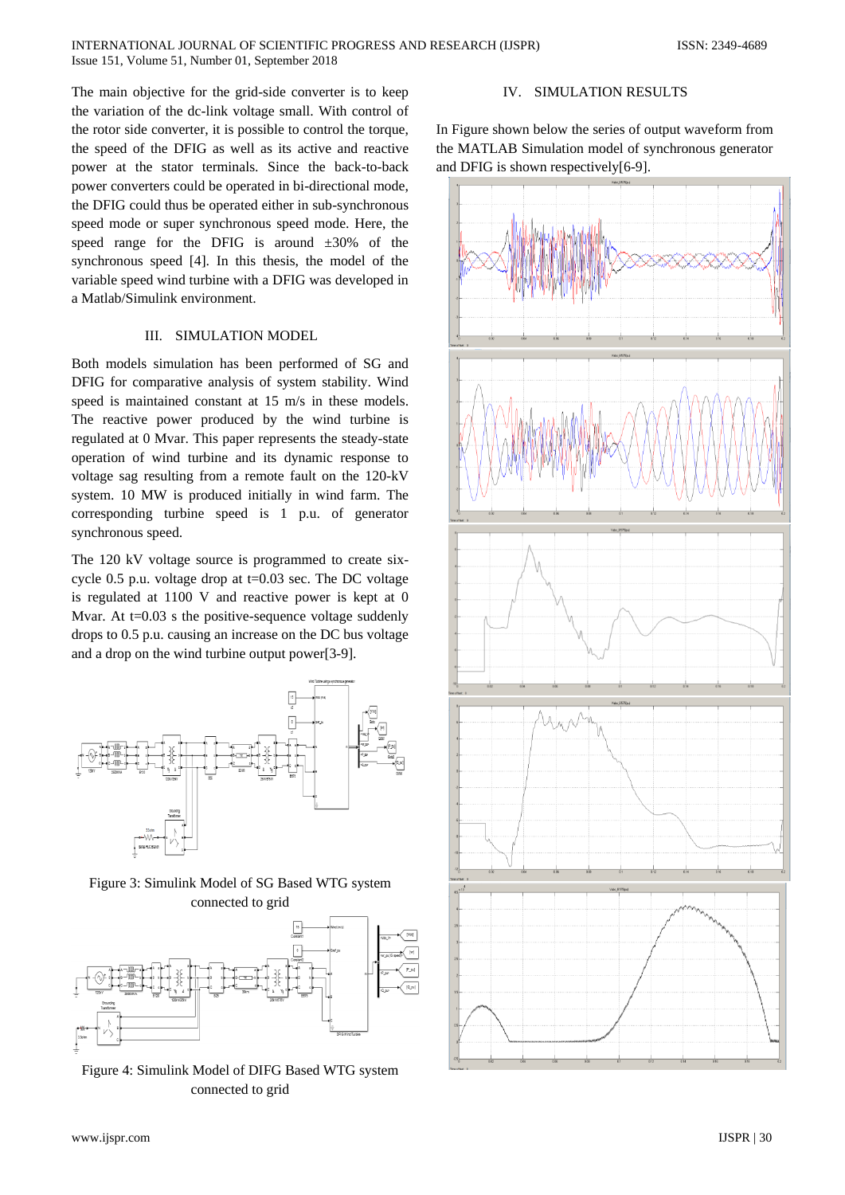The main objective for the grid-side converter is to keep the variation of the dc-link voltage small. With control of the rotor side converter, it is possible to control the torque, the speed of the DFIG as well as its active and reactive power at the stator terminals. Since the back-to-back power converters could be operated in bi-directional mode, the DFIG could thus be operated either in sub-synchronous speed mode or super synchronous speed mode. Here, the speed range for the DFIG is around ±30% of the synchronous speed [4]. In this thesis, the model of the variable speed wind turbine with a DFIG was developed in a Matlab/Simulink environment.

## III. SIMULATION MODEL

Both models simulation has been performed of SG and DFIG for comparative analysis of system stability. Wind speed is maintained constant at 15 m/s in these models. The reactive power produced by the wind turbine is regulated at 0 Mvar. This paper represents the steady-state operation of wind turbine and its dynamic response to voltage sag resulting from a remote fault on the 120-kV system. 10 MW is produced initially in wind farm. The corresponding turbine speed is 1 p.u. of generator synchronous speed.

The 120 kV voltage source is programmed to create six-cycle 0.5 p.u. voltage drop at t=0.03 sec. The DC voltage is regulated at 1100 V and reactive power is kept at 0 Mvar. At t=0.03 s the positive-sequence voltage suddenly drops to 0.5 p.u. causing an increase on the DC bus voltage and a drop on the wind turbine output power[3-9].

Figure 3: Simulink Model of SG Based WTG system connected to grid

Figure 4: Simulink Model of DIFG Based WTG system connected to grid

## IV. SIMULATION RESULTS

In Figure shown below the series of output waveform from the MATLAB Simulation model of synchronous generator and DFIG is shown respectively[6-9].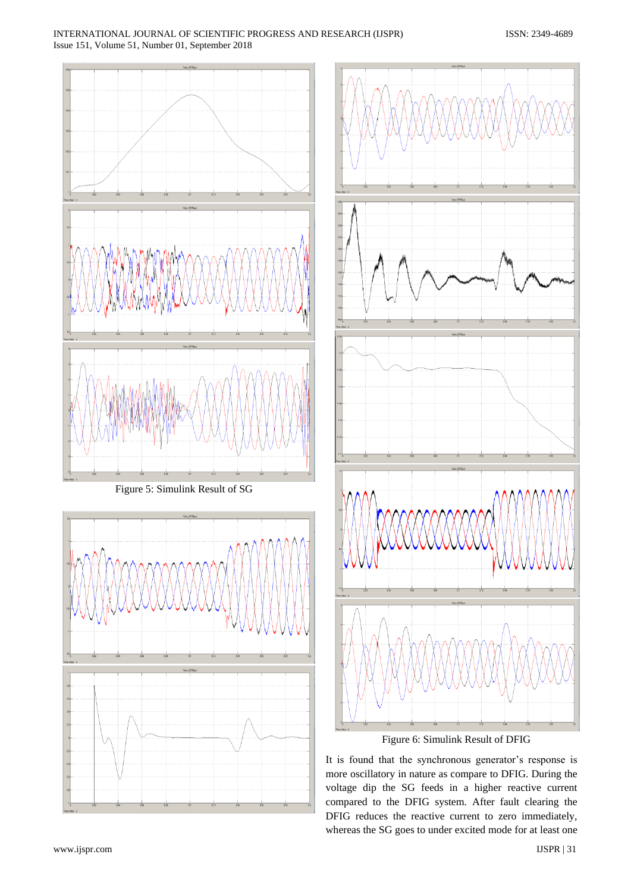Figure 5: Simulink Result of SG

Figure 6: Simulink Result of DFIG

It is found that the synchronous generator's response is more oscillatory in nature as compare to DFIG. During the voltage dip the SG feeds in a higher reactive current compared to the DFIG system. After fault clearing the DFIG reduces the reactive current to zero immediately, whereas the SG goes to under excited mode for at least one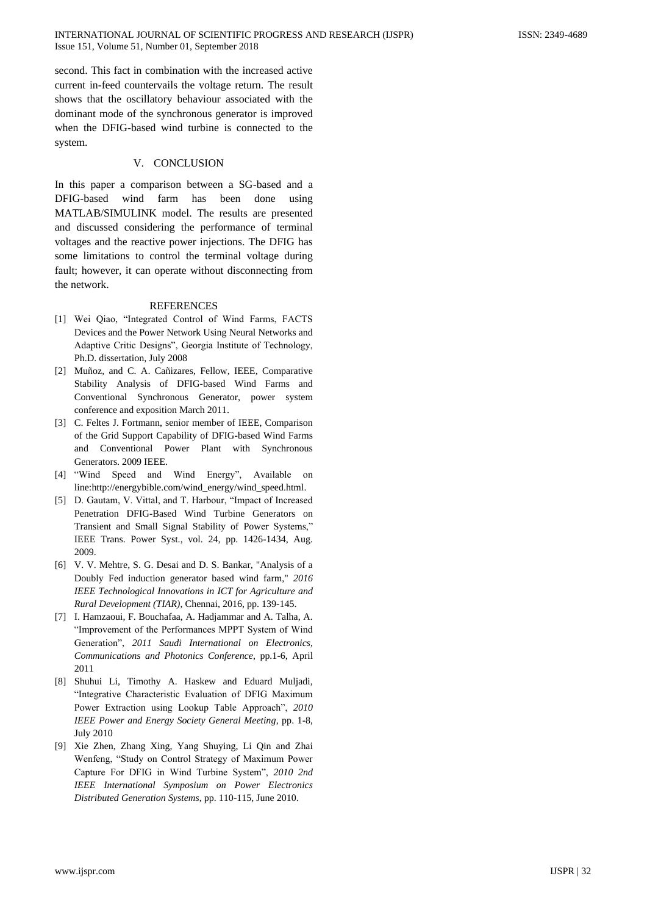second. This fact in combination with the increased active current in-feed countervails the voltage return. The result shows that the oscillatory behaviour associated with the dominant mode of the synchronous generator is improved when the DFIG-based wind turbine is connected to the system.

## V. CONCLUSION

In this paper a comparison between a SG-based and a DFIG-based wind farm has been done using MATLAB/SIMULINK model. The results are presented and discussed considering the performance of terminal voltages and the reactive power injections. The DFIG has some limitations to control the terminal voltage during fault; however, it can operate without disconnecting from the network.

## REFERENCES

[1] Wei Qiao, "Integrated Control of Wind Farms, FACTS Devices and the Power Network Using Neural Networks and Adaptive Critic Designs", Georgia Institute of Technology, Ph.D. dissertation, July 2008

[2] Muñoz, and C. A. Cañizares, Fellow, IEEE, Comparative Stability Analysis of DFIG-based Wind Farms and Conventional Synchronous Generator, power system conference and exposition March 2011.

[3] C. Feltes J. Fortmann, senior member of IEEE, Comparison of the Grid Support Capability of DFIG-based Wind Farms and Conventional Power Plant with Synchronous Generators. 2009 IEEE.

[4] "Wind Speed and Wind Energy", Available on line:http://energybible.com/wind_energy/wind_speed.html.

[5] D. Gautam, V. Vittal, and T. Harbour, "Impact of Increased Penetration DFIG-Based Wind Turbine Generators on Transient and Small Signal Stability of Power Systems," IEEE Trans. Power Syst., vol. 24, pp. 1426-1434, Aug. 2009.

[6] V. V. Mehtre, S. G. Desai and D. S. Bankar, "Analysis of a Doubly Fed induction generator based wind farm," *2016 IEEE Technological Innovations in ICT for Agriculture and Rural Development (TIAR)*, Chennai, 2016, pp. 139-145.

[7] I. Hamzaoui, F. Bouchafaa, A. Hadjammar and A. Talha, A. "Improvement of the Performances MPPT System of Wind Generation", *2011 Saudi International on Electronics, Communications and Photonics Conference*, pp.1-6, April 2011

[8] Shuhui Li, Timothy A. Haskew and Eduard Muljadi, "Integrative Characteristic Evaluation of DFIG Maximum Power Extraction using Lookup Table Approach", *2010 IEEE Power and Energy Society General Meeting*, pp. 1-8, July 2010

[9] Xie Zhen, Zhang Xing, Yang Shuying, Li Qin and Zhai Wenfeng, "Study on Control Strategy of Maximum Power Capture For DFIG in Wind Turbine System", *2010 2nd IEEE International Symposium on Power Electronics Distributed Generation Systems*, pp. 110-115, June 2010.